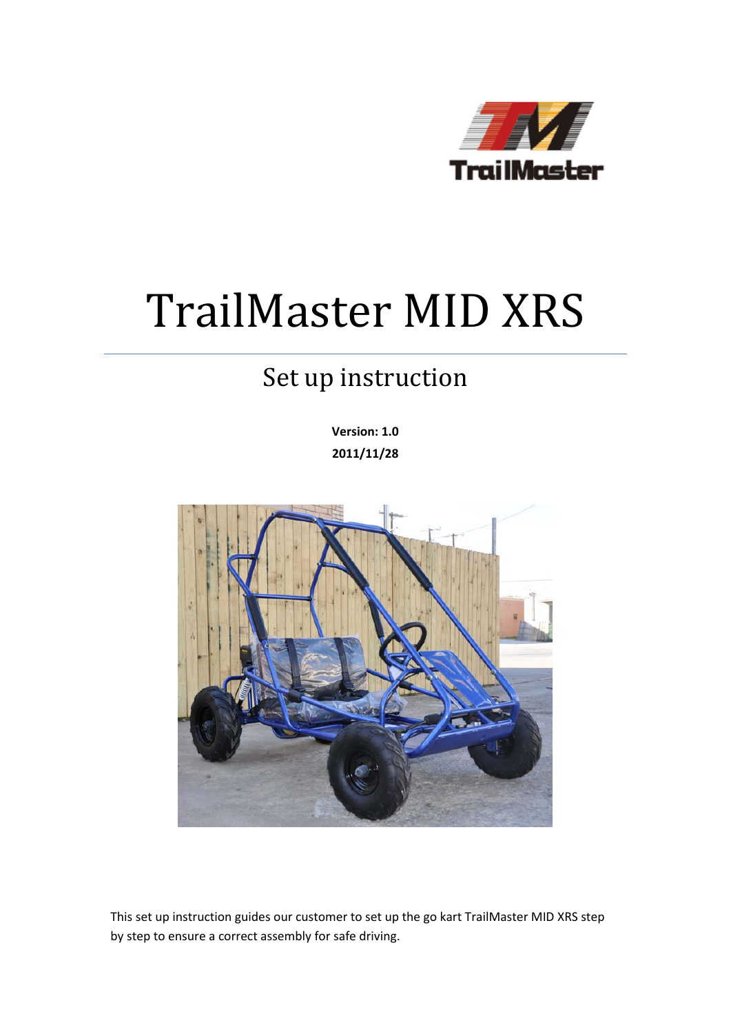# TrailMaster MID XRS

## Set up instruction

**Version: 1.0**
**2011/11/28**

This set up instruction guides our customer to set up the go kart TrailMaster MID XRS step by step to ensure a correct assembly for safe driving.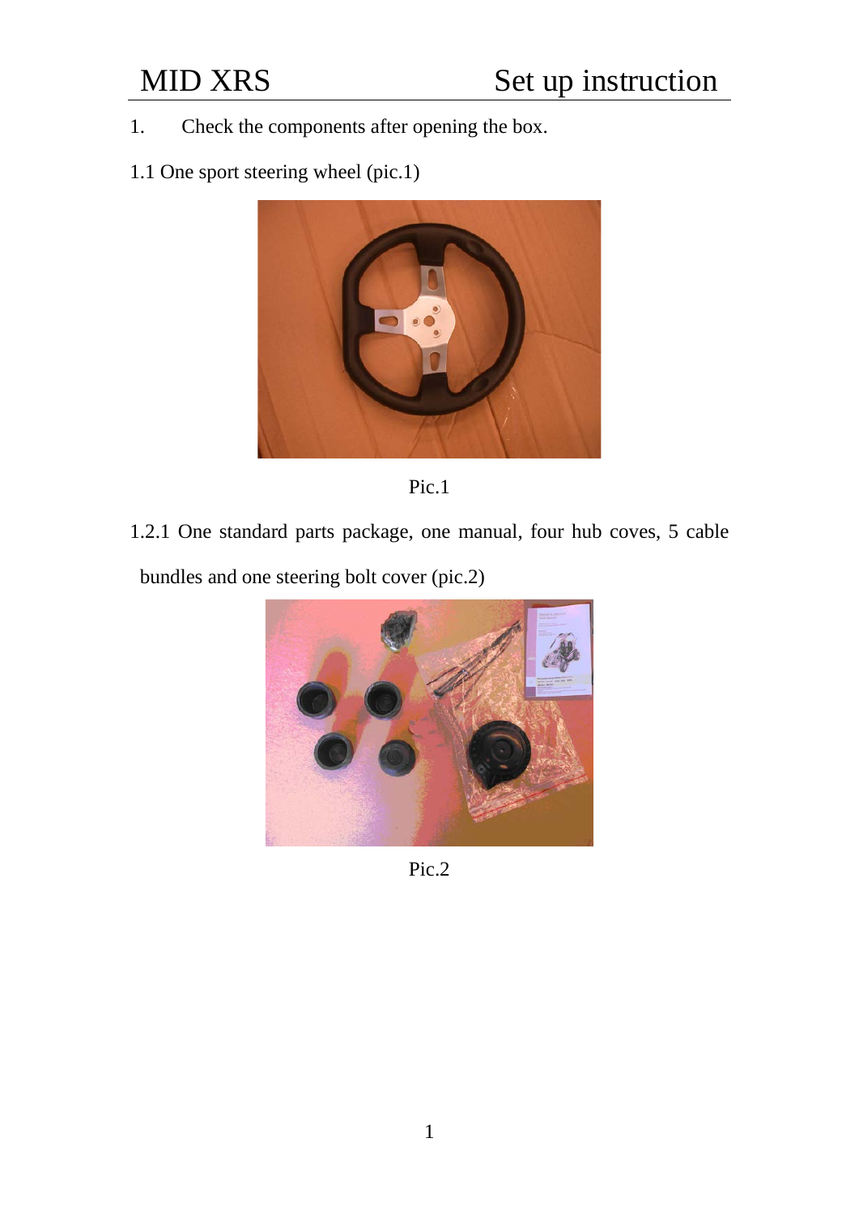1. Check the components after opening the box.

1.1 One sport steering wheel (pic.1)

Pic.1

1.2.1 One standard parts package, one manual, four hub coves, 5 cable bundles and one steering bolt cover (pic.2)

Pic.2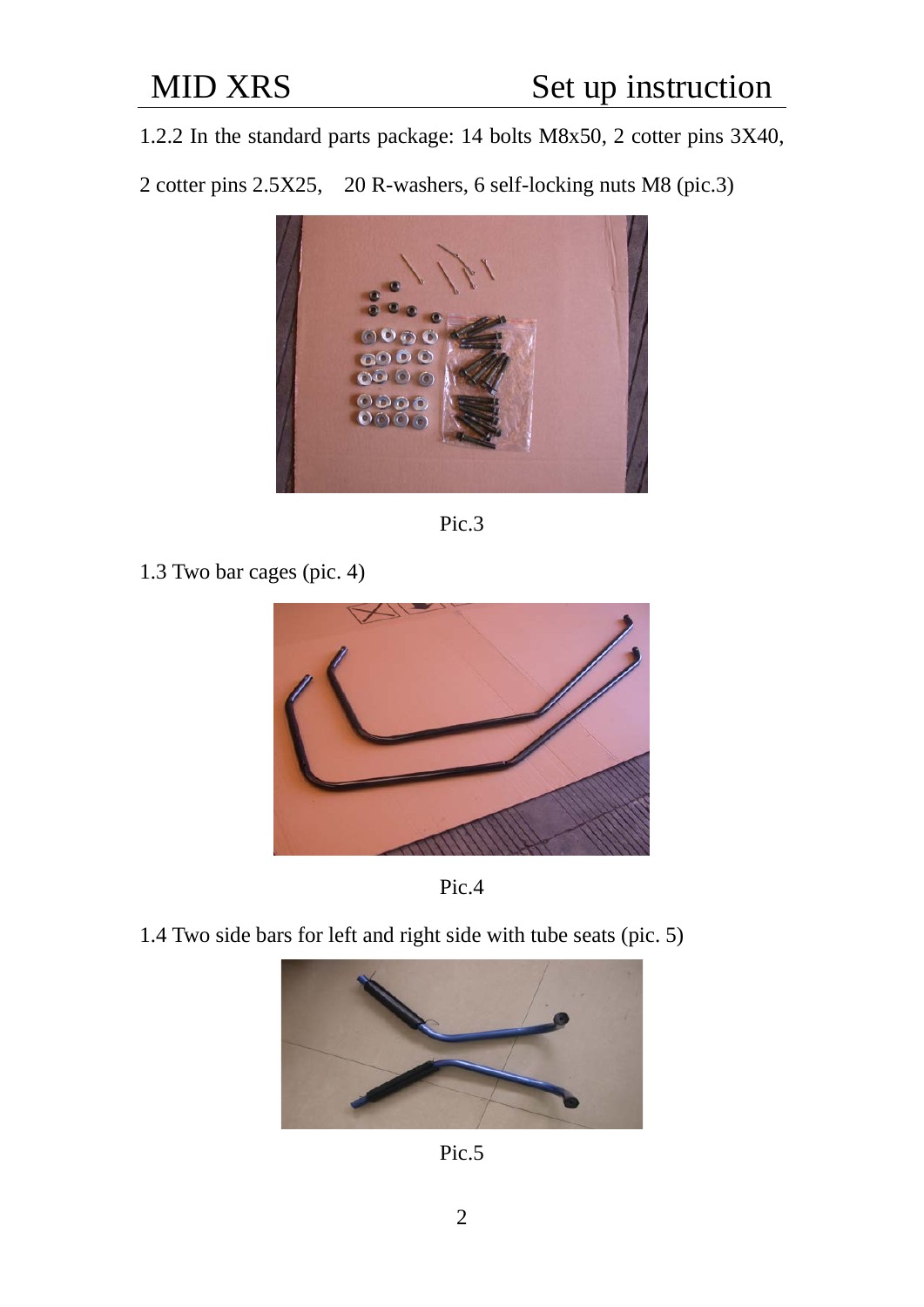1.2.2 In the standard parts package: 14 bolts M8x50, 2 cotter pins 3X40, 2 cotter pins 2.5X25, 20 R-washers, 6 self-locking nuts M8 (pic.3)

Pic.3

1.3 Two bar cages (pic. 4)

Pic.4

1.4 Two side bars for left and right side with tube seats (pic. 5)

Pic.5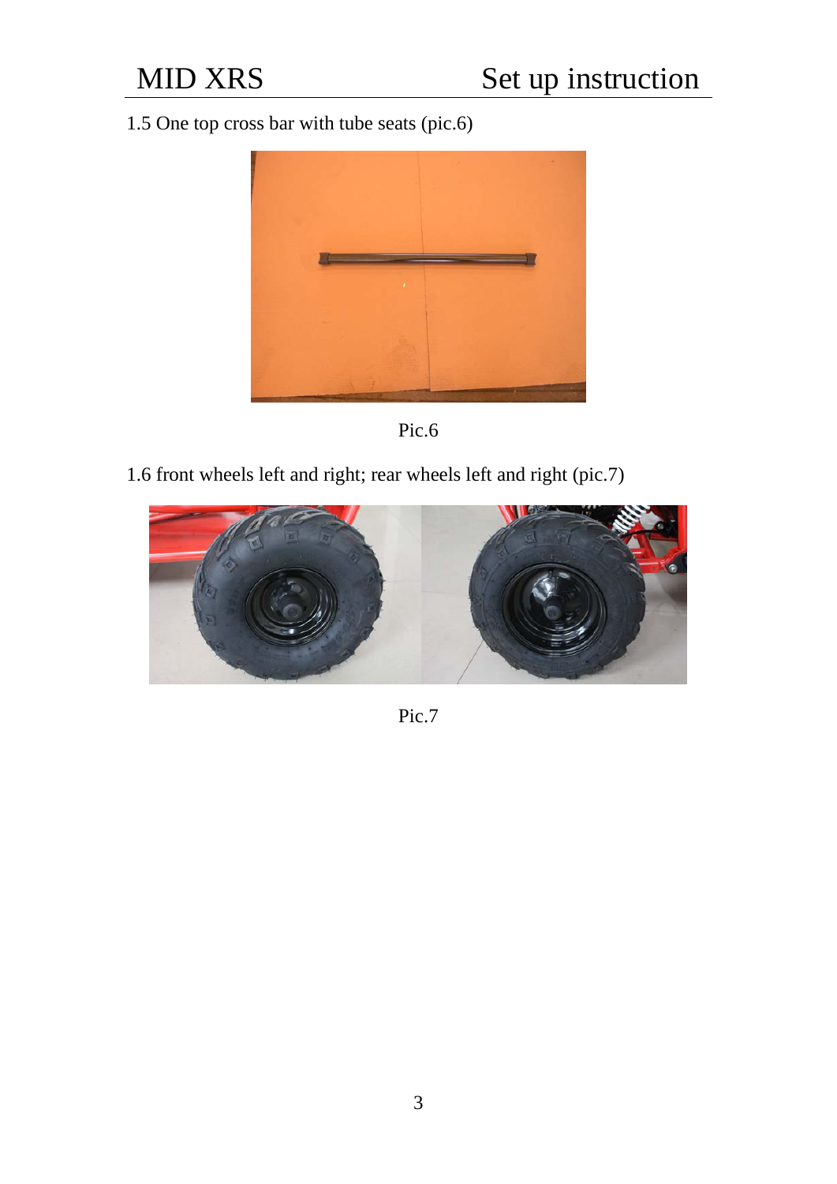1.5 One top cross bar with tube seats (pic.6)

Pic.6

1.6 front wheels left and right; rear wheels left and right (pic.7)

Pic.7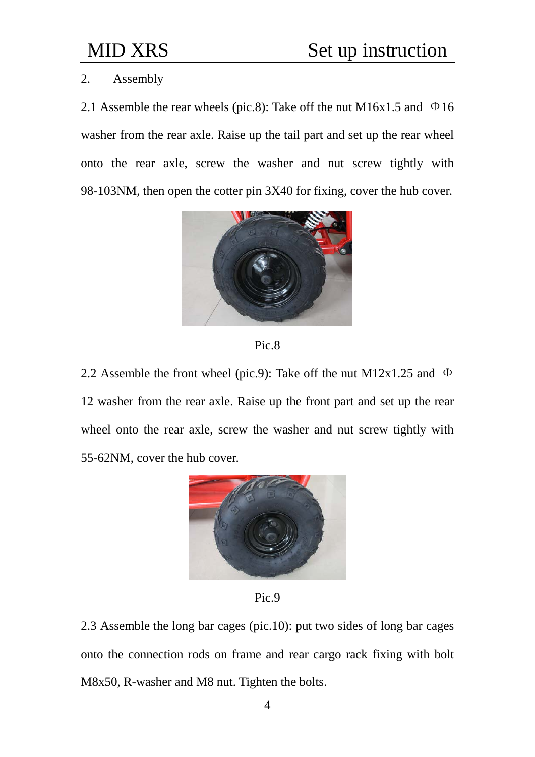## 2. Assembly

2.1 Assemble the rear wheels (pic.8): Take off the nut M16x1.5 and Φ16 washer from the rear axle. Raise up the tail part and set up the rear wheel onto the rear axle, screw the washer and nut screw tightly with 98-103NM, then open the cotter pin 3X40 for fixing, cover the hub cover.

Pic.8

2.2 Assemble the front wheel (pic.9): Take off the nut M12x1.25 and Φ12 washer from the rear axle. Raise up the front part and set up the rear wheel onto the rear axle, screw the washer and nut screw tightly with 55-62NM, cover the hub cover.

Pic.9

2.3 Assemble the long bar cages (pic.10): put two sides of long bar cages onto the connection rods on frame and rear cargo rack fixing with bolt M8x50, R-washer and M8 nut. Tighten the bolts.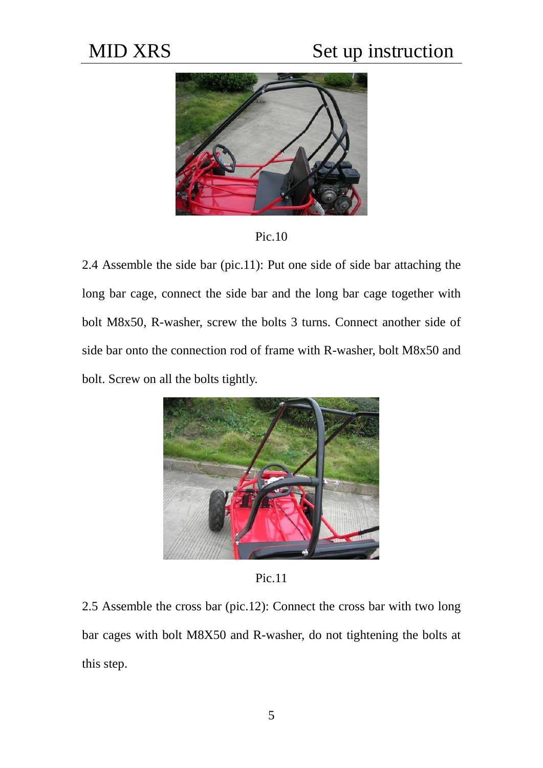Pic.10

2.4 Assemble the side bar (pic.11): Put one side of side bar attaching the long bar cage, connect the side bar and the long bar cage together with bolt M8x50, R-washer, screw the bolts 3 turns. Connect another side of side bar onto the connection rod of frame with R-washer, bolt M8x50 and bolt. Screw on all the bolts tightly.

Pic.11

2.5 Assemble the cross bar (pic.12): Connect the cross bar with two long bar cages with bolt M8X50 and R-washer, do not tightening the bolts at this step.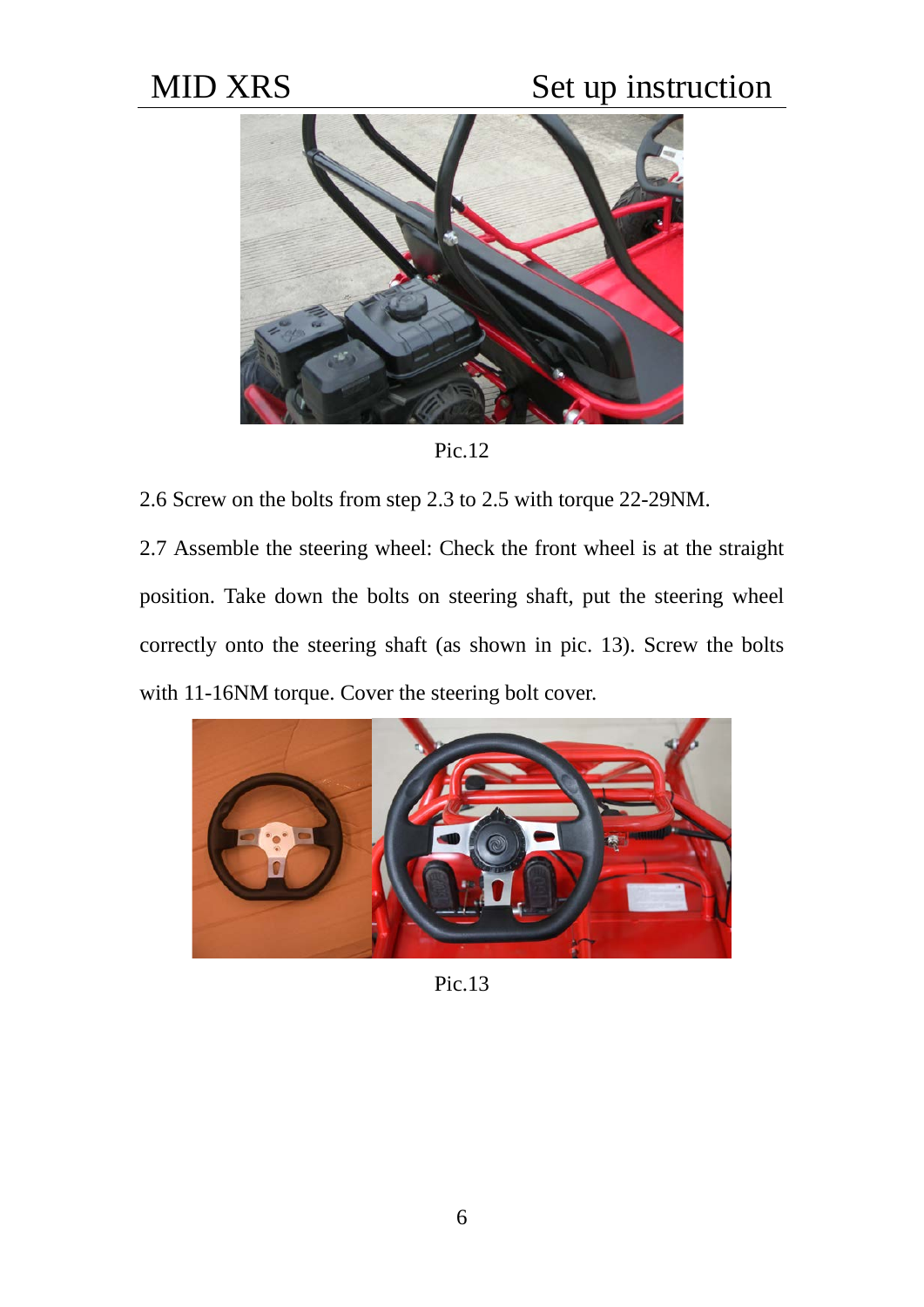Pic.12

2.6 Screw on the bolts from step 2.3 to 2.5 with torque 22-29NM.

2.7 Assemble the steering wheel: Check the front wheel is at the straight position. Take down the bolts on steering shaft, put the steering wheel correctly onto the steering shaft (as shown in pic. 13). Screw the bolts with 11-16NM torque. Cover the steering bolt cover.

Pic.13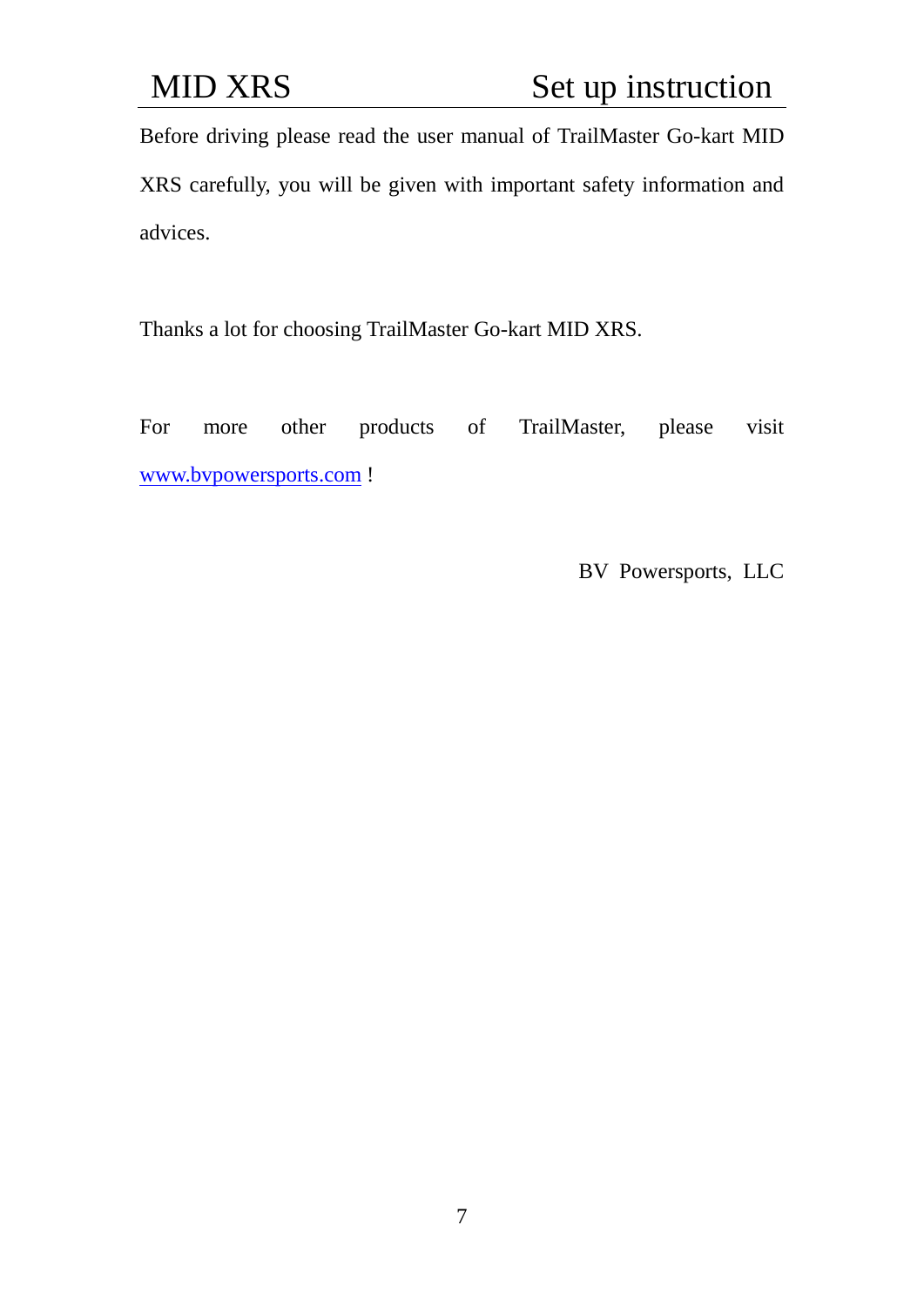Before driving please read the user manual of TrailMaster Go-kart MID XRS carefully, you will be given with important safety information and advices.

Thanks a lot for choosing TrailMaster Go-kart MID XRS.

For more other products of TrailMaster, please visit www.bvpowersports.com !

BV Powersports, LLC